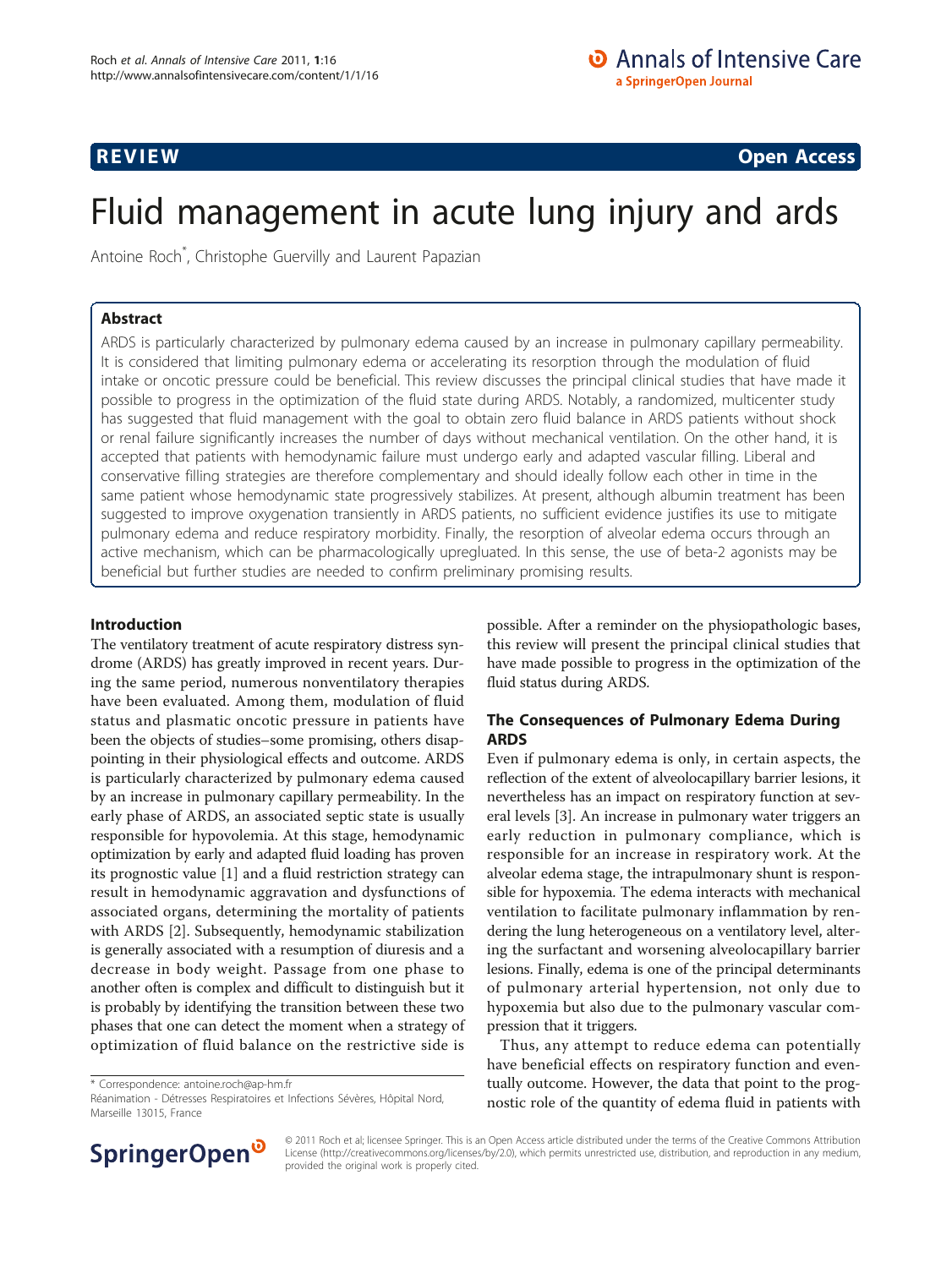**REVIEW** **Open Access**

# Fluid management in acute lung injury and ards

Antoine Roch*, Christophe Guervilly and Laurent Papazian

## Abstract

ARDS is particularly characterized by pulmonary edema caused by an increase in pulmonary capillary permeability. It is considered that limiting pulmonary edema or accelerating its resorption through the modulation of fluid intake or oncotic pressure could be beneficial. This review discusses the principal clinical studies that have made it possible to progress in the optimization of the fluid state during ARDS. Notably, a randomized, multicenter study has suggested that fluid management with the goal to obtain zero fluid balance in ARDS patients without shock or renal failure significantly increases the number of days without mechanical ventilation. On the other hand, it is accepted that patients with hemodynamic failure must undergo early and adapted vascular filling. Liberal and conservative filling strategies are therefore complementary and should ideally follow each other in time in the same patient whose hemodynamic state progressively stabilizes. At present, although albumin treatment has been suggested to improve oxygenation transiently in ARDS patients, no sufficient evidence justifies its use to mitigate pulmonary edema and reduce respiratory morbidity. Finally, the resorption of alveolar edema occurs through an active mechanism, which can be pharmacologically upregluated. In this sense, the use of beta-2 agonists may be beneficial but further studies are needed to confirm preliminary promising results.

## Introduction

The ventilatory treatment of acute respiratory distress syndrome (ARDS) has greatly improved in recent years. During the same period, numerous nonventilatory therapies have been evaluated. Among them, modulation of fluid status and plasmatic oncotic pressure in patients have been the objects of studies–some promising, others disappointing in their physiological effects and outcome. ARDS is particularly characterized by pulmonary edema caused by an increase in pulmonary capillary permeability. In the early phase of ARDS, an associated septic state is usually responsible for hypovolemia. At this stage, hemodynamic optimization by early and adapted fluid loading has proven its prognostic value [1] and a fluid restriction strategy can result in hemodynamic aggravation and dysfunctions of associated organs, determining the mortality of patients with ARDS [2]. Subsequently, hemodynamic stabilization is generally associated with a resumption of diuresis and a decrease in body weight. Passage from one phase to another often is complex and difficult to distinguish but it is probably by identifying the transition between these two phases that one can detect the moment when a strategy of optimization of fluid balance on the restrictive side is possible. After a reminder on the physiopathologic bases, this review will present the principal clinical studies that have made possible to progress in the optimization of the fluid status during ARDS.

## The Consequences of Pulmonary Edema During ARDS

Even if pulmonary edema is only, in certain aspects, the reflection of the extent of alveolocapillary barrier lesions, it nevertheless has an impact on respiratory function at several levels [3]. An increase in pulmonary water triggers an early reduction in pulmonary compliance, which is responsible for an increase in respiratory work. At the alveolar edema stage, the intrapulmonary shunt is responsible for hypoxemia. The edema interacts with mechanical ventilation to facilitate pulmonary inflammation by rendering the lung heterogeneous on a ventilatory level, altering the surfactant and worsening alveolocapillary barrier lesions. Finally, edema is one of the principal determinants of pulmonary arterial hypertension, not only due to hypoxemia but also due to the pulmonary vascular compression that it triggers.

Thus, any attempt to reduce edema can potentially have beneficial effects on respiratory function and eventually outcome. However, the data that point to the prognostic role of the quantity of edema fluid in patients with

\* Correspondence: antoine.roch@ap-hm.fr
Réanimation - Détresses Respiratoires et Infections Sévères, Hôpital Nord, Marseille 13015, France

© 2011 Roch et al; licensee Springer. This is an Open Access article distributed under the terms of the Creative Commons Attribution License (http://creativecommons.org/licenses/by/2.0), which permits unrestricted use, distribution, and reproduction in any medium, provided the original work is properly cited.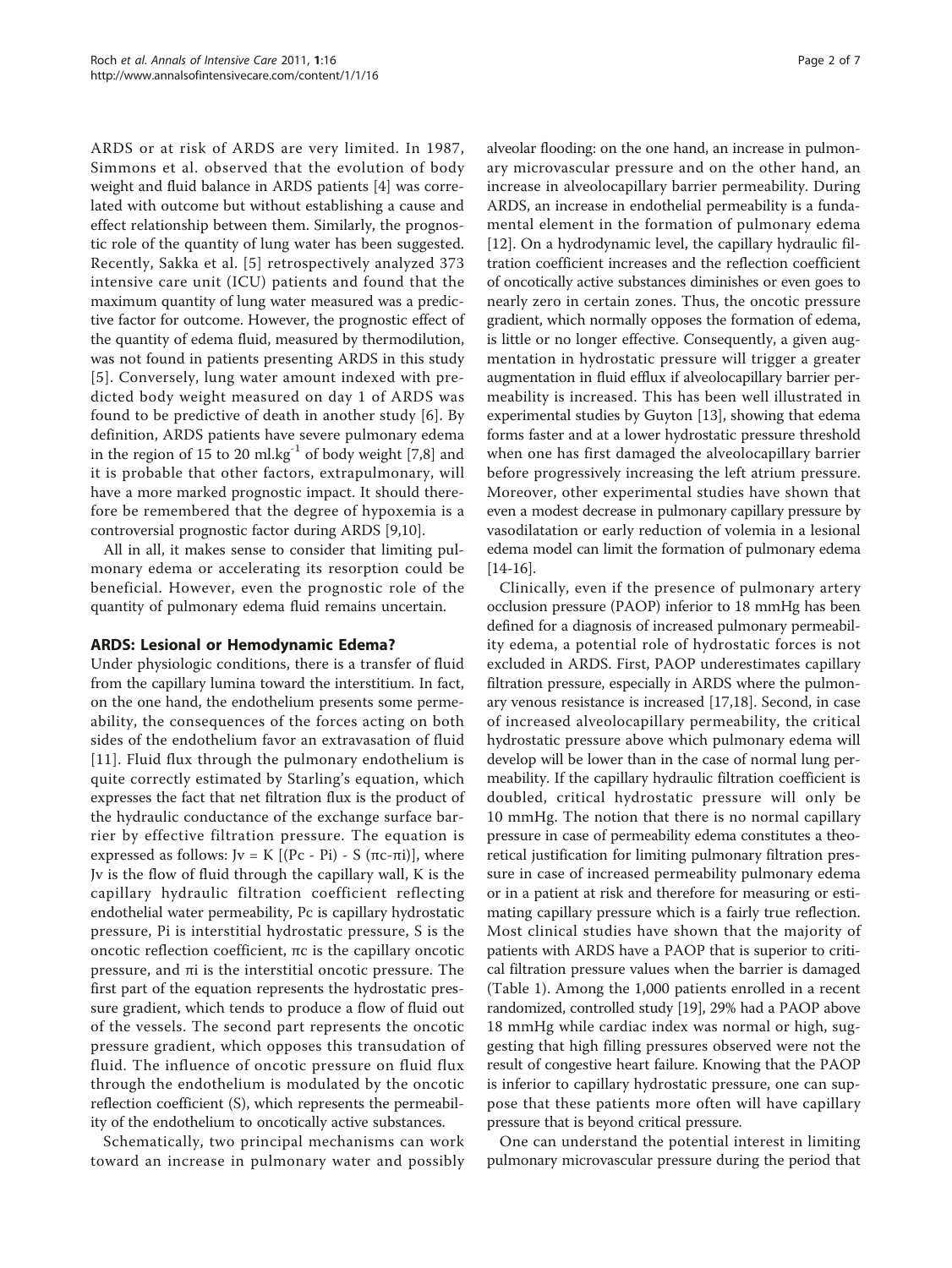ARDS or at risk of ARDS are very limited. In 1987, Simmons et al. observed that the evolution of body weight and fluid balance in ARDS patients [4] was correlated with outcome but without establishing a cause and effect relationship between them. Similarly, the prognostic role of the quantity of lung water has been suggested. Recently, Sakka et al. [5] retrospectively analyzed 373 intensive care unit (ICU) patients and found that the maximum quantity of lung water measured was a predictive factor for outcome. However, the prognostic effect of the quantity of edema fluid, measured by thermodilution, was not found in patients presenting ARDS in this study [5]. Conversely, lung water amount indexed with predicted body weight measured on day 1 of ARDS was found to be predictive of death in another study [6]. By definition, ARDS patients have severe pulmonary edema in the region of 15 to 20 $ml.kg^{-1}$ of body weight [7,8] and it is probable that other factors, extrapulmonary, will have a more marked prognostic impact. It should therefore be remembered that the degree of hypoxemia is a controversial prognostic factor during ARDS [9,10].

All in all, it makes sense to consider that limiting pulmonary edema or accelerating its resorption could be beneficial. However, even the prognostic role of the quantity of pulmonary edema fluid remains uncertain.

## ARDS: Lesional or Hemodynamic Edema?

Under physiologic conditions, there is a transfer of fluid from the capillary lumina toward the interstitium. In fact, on the one hand, the endothelium presents some permeability, the consequences of the forces acting on both sides of the endothelium favor an extravasation of fluid [11]. Fluid flux through the pulmonary endothelium is quite correctly estimated by Starling's equation, which expresses the fact that net filtration flux is the product of the hydraulic conductance of the exchange surface barrier by effective filtration pressure. The equation is expressed as follows: $Jv = K [(Pc - Pi) - S (\pi c-\pi i)]$, where Jv is the flow of fluid through the capillary wall, K is the capillary hydraulic filtration coefficient reflecting endothelial water permeability, Pc is capillary hydrostatic pressure, Pi is interstitial hydrostatic pressure, S is the oncotic reflection coefficient, $\pi c$ is the capillary oncotic pressure, and $\pi i$ is the interstitial oncotic pressure. The first part of the equation represents the hydrostatic pressure gradient, which tends to produce a flow of fluid out of the vessels. The second part represents the oncotic pressure gradient, which opposes this transudation of fluid. The influence of oncotic pressure on fluid flux through the endothelium is modulated by the oncotic reflection coefficient (S), which represents the permeability of the endothelium to oncotically active substances.

Schematically, two principal mechanisms can work toward an increase in pulmonary water and possibly alveolar flooding: on the one hand, an increase in pulmonary microvascular pressure and on the other hand, an increase in alveolocapillary barrier permeability. During ARDS, an increase in endothelial permeability is a fundamental element in the formation of pulmonary edema [12]. On a hydrodynamic level, the capillary hydraulic filtration coefficient increases and the reflection coefficient of oncotically active substances diminishes or even goes to nearly zero in certain zones. Thus, the oncotic pressure gradient, which normally opposes the formation of edema, is little or no longer effective. Consequently, a given augmentation in hydrostatic pressure will trigger a greater augmentation in fluid efflux if alveolocapillary barrier permeability is increased. This has been well illustrated in experimental studies by Guyton [13], showing that edema forms faster and at a lower hydrostatic pressure threshold when one has first damaged the alveolocapillary barrier before progressively increasing the left atrium pressure. Moreover, other experimental studies have shown that even a modest decrease in pulmonary capillary pressure by vasodilatation or early reduction of volemia in a lesional edema model can limit the formation of pulmonary edema [14-16].

Clinically, even if the presence of pulmonary artery occlusion pressure (PAOP) inferior to 18 mmHg has been defined for a diagnosis of increased pulmonary permeability edema, a potential role of hydrostatic forces is not excluded in ARDS. First, PAOP underestimates capillary filtration pressure, especially in ARDS where the pulmonary venous resistance is increased [17,18]. Second, in case of increased alveolocapillary permeability, the critical hydrostatic pressure above which pulmonary edema will develop will be lower than in the case of normal lung permeability. If the capillary hydraulic filtration coefficient is doubled, critical hydrostatic pressure will only be 10 mmHg. The notion that there is no normal capillary pressure in case of permeability edema constitutes a theoretical justification for limiting pulmonary filtration pressure in case of increased permeability pulmonary edema or in a patient at risk and therefore for measuring or estimating capillary pressure which is a fairly true reflection. Most clinical studies have shown that the majority of patients with ARDS have a PAOP that is superior to critical filtration pressure values when the barrier is damaged (Table 1). Among the 1,000 patients enrolled in a recent randomized, controlled study [19], 29% had a PAOP above 18 mmHg while cardiac index was normal or high, suggesting that high filling pressures observed were not the result of congestive heart failure. Knowing that the PAOP is inferior to capillary hydrostatic pressure, one can suppose that these patients more often will have capillary pressure that is beyond critical pressure.

One can understand the potential interest in limiting pulmonary microvascular pressure during the period that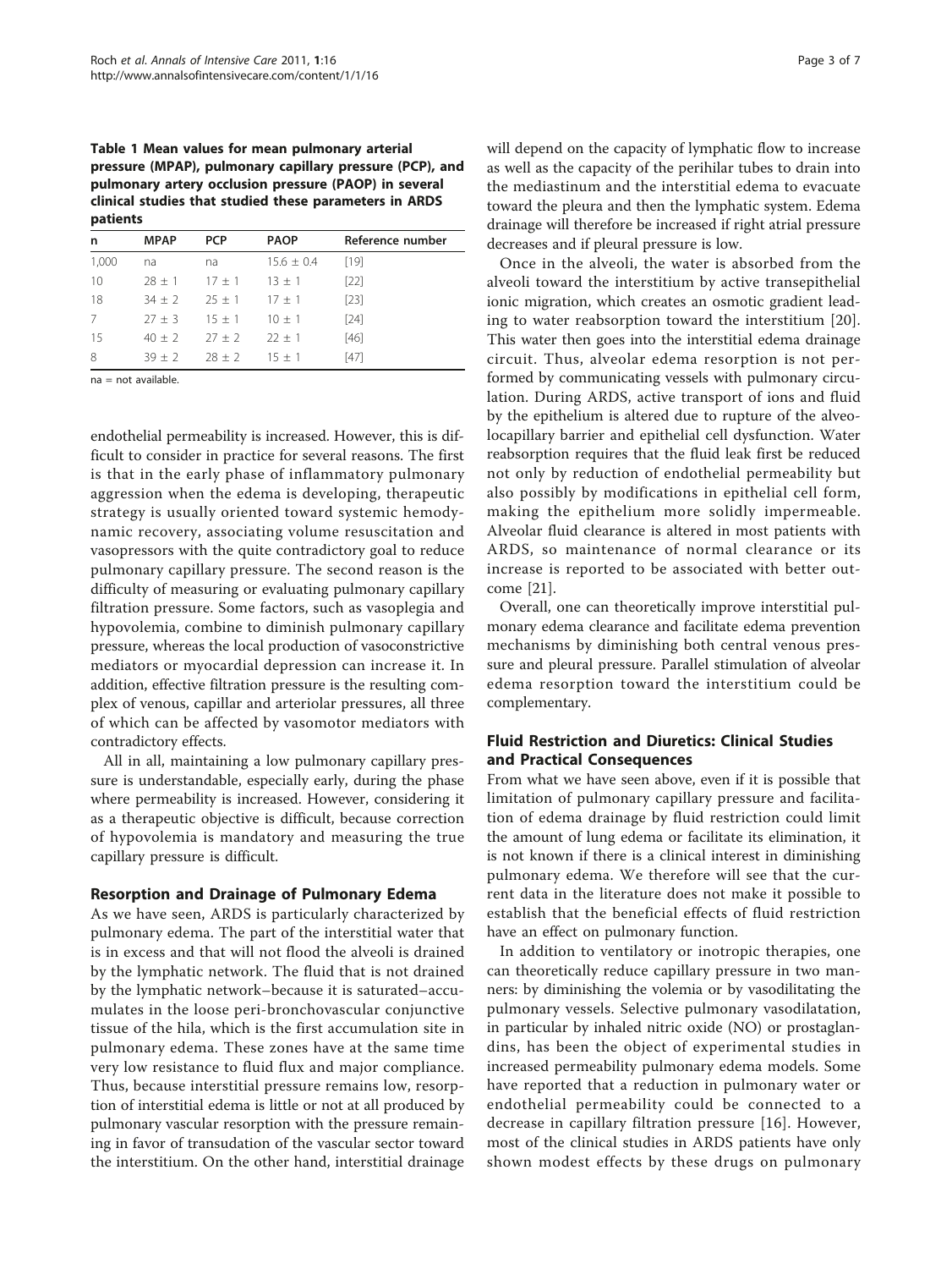**Table 1 Mean values for mean pulmonary arterial pressure (MPAP), pulmonary capillary pressure (PCP), and pulmonary artery occlusion pressure (PAOP) in several clinical studies that studied these parameters in ARDS patients**

| n | MPAP | PCP | PAOP | Reference number |
|---|---|---|---|---|
| 1,000 | na | na | 15.6 ± 0.4 | [19] |
| 10 | 28 ± 1 | 17 ± 1 | 13 ± 1 | [22] |
| 18 | 34 ± 2 | 25 ± 1 | 17 ± 1 | [23] |
| 7 | 27 ± 3 | 15 ± 1 | 10 ± 1 | [24] |
| 15 | 40 ± 2 | 27 ± 2 | 22 ± 1 | [46] |
| 8 | 39 ± 2 | 28 ± 2 | 15 ± 1 | [47] |

na = not available.

endothelial permeability is increased. However, this is difficult to consider in practice for several reasons. The first is that in the early phase of inflammatory pulmonary aggression when the edema is developing, therapeutic strategy is usually oriented toward systemic hemodynamic recovery, associating volume resuscitation and vasopressors with the quite contradictory goal to reduce pulmonary capillary pressure. The second reason is the difficulty of measuring or evaluating pulmonary capillary filtration pressure. Some factors, such as vasoplegia and hypovolemia, combine to diminish pulmonary capillary pressure, whereas the local production of vasoconstrictive mediators or myocardial depression can increase it. In addition, effective filtration pressure is the resulting complex of venous, capillar and arteriolar pressures, all three of which can be affected by vasomotor mediators with contradictory effects.

All in all, maintaining a low pulmonary capillary pressure is understandable, especially early, during the phase where permeability is increased. However, considering it as a therapeutic objective is difficult, because correction of hypovolemia is mandatory and measuring the true capillary pressure is difficult.

## Resorption and Drainage of Pulmonary Edema

As we have seen, ARDS is particularly characterized by pulmonary edema. The part of the interstitial water that is in excess and that will not flood the alveoli is drained by the lymphatic network. The fluid that is not drained by the lymphatic network–because it is saturated–accumulates in the loose peri-bronchovascular conjunctive tissue of the hila, which is the first accumulation site in pulmonary edema. These zones have at the same time very low resistance to fluid flux and major compliance. Thus, because interstitial pressure remains low, resorption of interstitial edema is little or not at all produced by pulmonary vascular resorption with the pressure remaining in favor of transudation of the vascular sector toward the interstitium. On the other hand, interstitial drainage will depend on the capacity of lymphatic flow to increase as well as the capacity of the perihilar tubes to drain into the mediastinum and the interstitial edema to evacuate toward the pleura and then the lymphatic system. Edema drainage will therefore be increased if right atrial pressure decreases and if pleural pressure is low.

Once in the alveoli, the water is absorbed from the alveoli toward the interstitium by active transepithelial ionic migration, which creates an osmotic gradient leading to water reabsorption toward the interstitium [20]. This water then goes into the interstitial edema drainage circuit. Thus, alveolar edema resorption is not performed by communicating vessels with pulmonary circulation. During ARDS, active transport of ions and fluid by the epithelium is altered due to rupture of the alveolocapillary barrier and epithelial cell dysfunction. Water reabsorption requires that the fluid leak first be reduced not only by reduction of endothelial permeability but also possibly by modifications in epithelial cell form, making the epithelium more solidly impermeable. Alveolar fluid clearance is altered in most patients with ARDS, so maintenance of normal clearance or its increase is reported to be associated with better outcome [21].

Overall, one can theoretically improve interstitial pulmonary edema clearance and facilitate edema prevention mechanisms by diminishing both central venous pressure and pleural pressure. Parallel stimulation of alveolar edema resorption toward the interstitium could be complementary.

## Fluid Restriction and Diuretics: Clinical Studies and Practical Consequences

From what we have seen above, even if it is possible that limitation of pulmonary capillary pressure and facilitation of edema drainage by fluid restriction could limit the amount of lung edema or facilitate its elimination, it is not known if there is a clinical interest in diminishing pulmonary edema. We therefore will see that the current data in the literature does not make it possible to establish that the beneficial effects of fluid restriction have an effect on pulmonary function.

In addition to ventilatory or inotropic therapies, one can theoretically reduce capillary pressure in two manners: by diminishing the volemia or by vasodilitating the pulmonary vessels. Selective pulmonary vasodilatation, in particular by inhaled nitric oxide (NO) or prostaglandins, has been the object of experimental studies in increased permeability pulmonary edema models. Some have reported that a reduction in pulmonary water or endothelial permeability could be connected to a decrease in capillary filtration pressure [16]. However, most of the clinical studies in ARDS patients have only shown modest effects by these drugs on pulmonary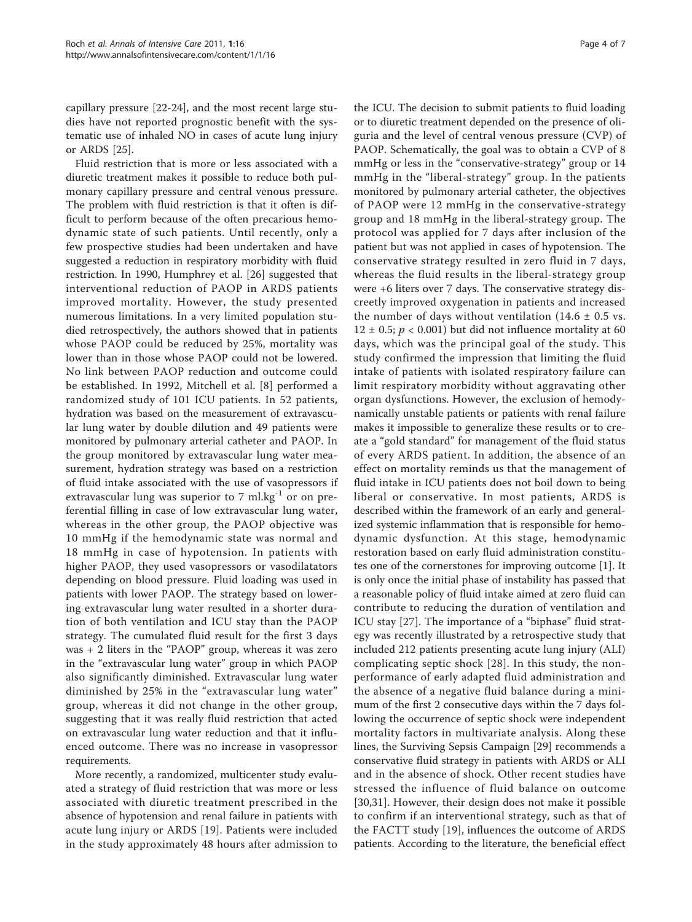capillary pressure [22-24], and the most recent large studies have not reported prognostic benefit with the systematic use of inhaled NO in cases of acute lung injury or ARDS [25].

Fluid restriction that is more or less associated with a diuretic treatment makes it possible to reduce both pulmonary capillary pressure and central venous pressure. The problem with fluid restriction is that it often is difficult to perform because of the often precarious hemodynamic state of such patients. Until recently, only a few prospective studies had been undertaken and have suggested a reduction in respiratory morbidity with fluid restriction. In 1990, Humphrey et al. [26] suggested that interventional reduction of PAOP in ARDS patients improved mortality. However, the study presented numerous limitations. In a very limited population studied retrospectively, the authors showed that in patients whose PAOP could be reduced by 25%, mortality was lower than in those whose PAOP could not be lowered. No link between PAOP reduction and outcome could be established. In 1992, Mitchell et al. [8] performed a randomized study of 101 ICU patients. In 52 patients, hydration was based on the measurement of extravascular lung water by double dilution and 49 patients were monitored by pulmonary arterial catheter and PAOP. In the group monitored by extravascular lung water measurement, hydration strategy was based on a restriction of fluid intake associated with the use of vasopressors if extravascular lung was superior to 7 $ml.kg^{-1}$ or on preferential filling in case of low extravascular lung water, whereas in the other group, the PAOP objective was 10 mmHg if the hemodynamic state was normal and 18 mmHg in case of hypotension. In patients with higher PAOP, they used vasopressors or vasodilatators depending on blood pressure. Fluid loading was used in patients with lower PAOP. The strategy based on lowering extravascular lung water resulted in a shorter duration of both ventilation and ICU stay than the PAOP strategy. The cumulated fluid result for the first 3 days was + 2 liters in the "PAOP" group, whereas it was zero in the "extravascular lung water" group in which PAOP also significantly diminished. Extravascular lung water diminished by 25% in the "extravascular lung water" group, whereas it did not change in the other group, suggesting that it was really fluid restriction that acted on extravascular lung water reduction and that it influenced outcome. There was no increase in vasopressor requirements.

More recently, a randomized, multicenter study evaluated a strategy of fluid restriction that was more or less associated with diuretic treatment prescribed in the absence of hypotension and renal failure in patients with acute lung injury or ARDS [19]. Patients were included in the study approximately 48 hours after admission to the ICU. The decision to submit patients to fluid loading or to diuretic treatment depended on the presence of oliguria and the level of central venous pressure (CVP) of PAOP. Schematically, the goal was to obtain a CVP of 8 mmHg or less in the "conservative-strategy" group or 14 mmHg in the "liberal-strategy" group. In the patients monitored by pulmonary arterial catheter, the objectives of PAOP were 12 mmHg in the conservative-strategy group and 18 mmHg in the liberal-strategy group. The protocol was applied for 7 days after inclusion of the patient but was not applied in cases of hypotension. The conservative strategy resulted in zero fluid in 7 days, whereas the fluid results in the liberal-strategy group were +6 liters over 7 days. The conservative strategy discreetly improved oxygenation in patients and increased the number of days without ventilation ($14.6 \pm 0.5$ vs. $12 \pm 0.5$; $p < 0.001$) but did not influence mortality at 60 days, which was the principal goal of the study. This study confirmed the impression that limiting the fluid intake of patients with isolated respiratory failure can limit respiratory morbidity without aggravating other organ dysfunctions. However, the exclusion of hemodynamically unstable patients or patients with renal failure makes it impossible to generalize these results or to create a "gold standard" for management of the fluid status of every ARDS patient. In addition, the absence of an effect on mortality reminds us that the management of fluid intake in ICU patients does not boil down to being liberal or conservative. In most patients, ARDS is described within the framework of an early and generalized systemic inflammation that is responsible for hemodynamic dysfunction. At this stage, hemodynamic restoration based on early fluid administration constitutes one of the cornerstones for improving outcome [1]. It is only once the initial phase of instability has passed that a reasonable policy of fluid intake aimed at zero fluid can contribute to reducing the duration of ventilation and ICU stay [27]. The importance of a "biphase" fluid strategy was recently illustrated by a retrospective study that included 212 patients presenting acute lung injury (ALI) complicating septic shock [28]. In this study, the nonperformance of early adapted fluid administration and the absence of a negative fluid balance during a minimum of the first 2 consecutive days within the 7 days following the occurrence of septic shock were independent mortality factors in multivariate analysis. Along these lines, the Surviving Sepsis Campaign [29] recommends a conservative fluid strategy in patients with ARDS or ALI and in the absence of shock. Other recent studies have stressed the influence of fluid balance on outcome [30,31]. However, their design does not make it possible to confirm if an interventional strategy, such as that of the FACTT study [19], influences the outcome of ARDS patients. According to the literature, the beneficial effect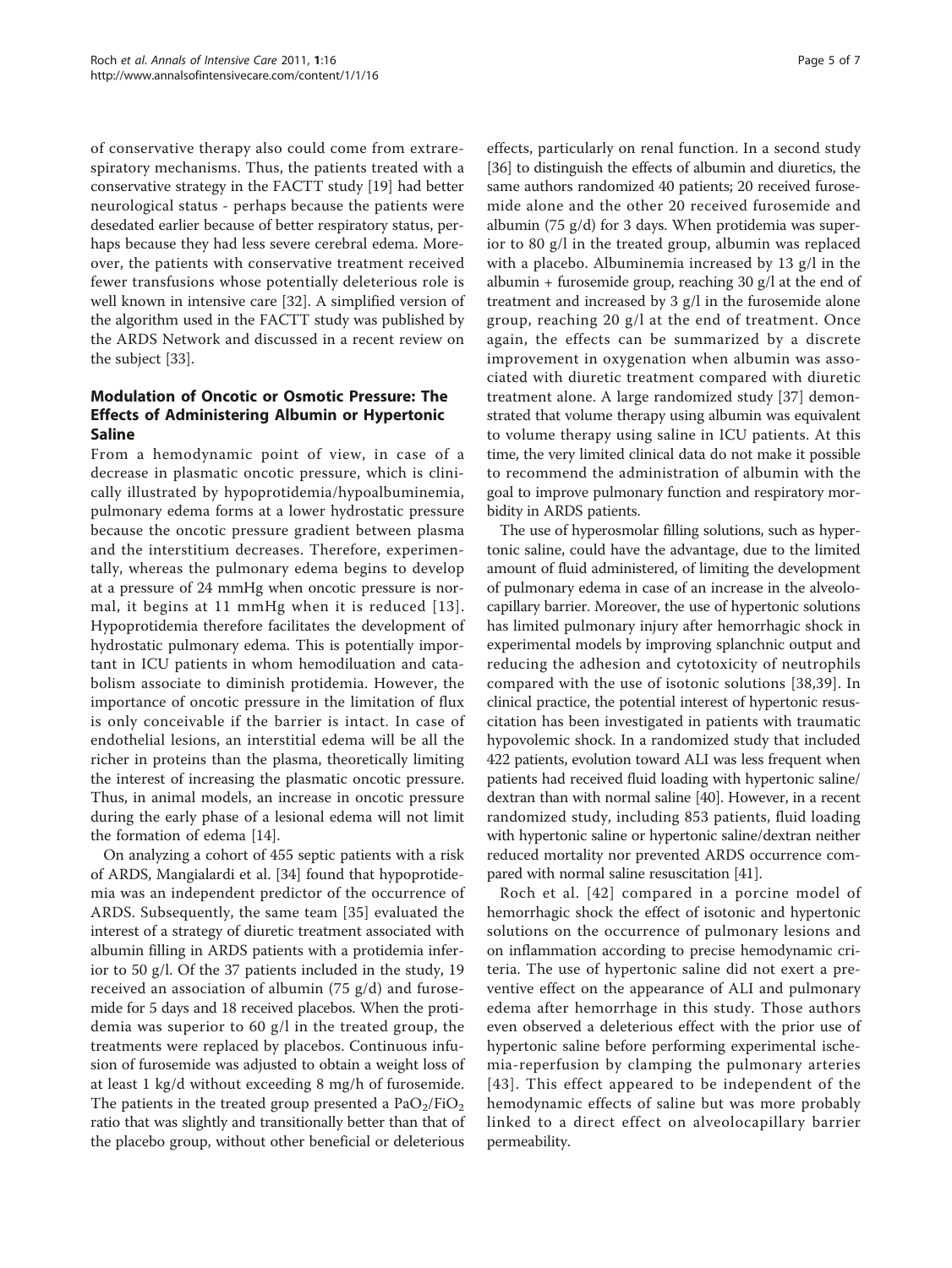of conservative therapy also could come from extrarespiratory mechanisms. Thus, the patients treated with a conservative strategy in the FACTT study [19] had better neurological status - perhaps because the patients were desedated earlier because of better respiratory status, perhaps because they had less severe cerebral edema. Moreover, the patients with conservative treatment received fewer transfusions whose potentially deleterious role is well known in intensive care [32]. A simplified version of the algorithm used in the FACTT study was published by the ARDS Network and discussed in a recent review on the subject [33].

## Modulation of Oncotic or Osmotic Pressure: The Effects of Administering Albumin or Hypertonic Saline

From a hemodynamic point of view, in case of a decrease in plasmatic oncotic pressure, which is clinically illustrated by hypoprotidemia/hypoalbuminemia, pulmonary edema forms at a lower hydrostatic pressure because the oncotic pressure gradient between plasma and the interstitium decreases. Therefore, experimentally, whereas the pulmonary edema begins to develop at a pressure of 24 mmHg when oncotic pressure is normal, it begins at 11 mmHg when it is reduced [13]. Hypoprotidemia therefore facilitates the development of hydrostatic pulmonary edema. This is potentially important in ICU patients in whom hemodiluation and catabolism associate to diminish protidemia. However, the importance of oncotic pressure in the limitation of flux is only conceivable if the barrier is intact. In case of endothelial lesions, an interstitial edema will be all the richer in proteins than the plasma, theoretically limiting the interest of increasing the plasmatic oncotic pressure. Thus, in animal models, an increase in oncotic pressure during the early phase of a lesional edema will not limit the formation of edema [14].

On analyzing a cohort of 455 septic patients with a risk of ARDS, Mangialardi et al. [34] found that hypoprotidemia was an independent predictor of the occurrence of ARDS. Subsequently, the same team [35] evaluated the interest of a strategy of diuretic treatment associated with albumin filling in ARDS patients with a protidemia inferior to 50 g/l. Of the 37 patients included in the study, 19 received an association of albumin (75 g/d) and furosemide for 5 days and 18 received placebos. When the protidemia was superior to 60 g/l in the treated group, the treatments were replaced by placebos. Continuous infusion of furosemide was adjusted to obtain a weight loss of at least 1 kg/d without exceeding 8 mg/h of furosemide. The patients in the treated group presented a $PaO_2/FiO_2$ ratio that was slightly and transitionally better than that of the placebo group, without other beneficial or deleterious effects, particularly on renal function. In a second study [36] to distinguish the effects of albumin and diuretics, the same authors randomized 40 patients; 20 received furosemide alone and the other 20 received furosemide and albumin (75 g/d) for 3 days. When protidemia was superior to 80 g/l in the treated group, albumin was replaced with a placebo. Albuminemia increased by 13 g/l in the albumin + furosemide group, reaching 30 g/l at the end of treatment and increased by 3 g/l in the furosemide alone group, reaching 20 g/l at the end of treatment. Once again, the effects can be summarized by a discrete improvement in oxygenation when albumin was associated with diuretic treatment compared with diuretic treatment alone. A large randomized study [37] demonstrated that volume therapy using albumin was equivalent to volume therapy using saline in ICU patients. At this time, the very limited clinical data do not make it possible to recommend the administration of albumin with the goal to improve pulmonary function and respiratory morbidity in ARDS patients.

The use of hyperosmolar filling solutions, such as hypertonic saline, could have the advantage, due to the limited amount of fluid administered, of limiting the development of pulmonary edema in case of an increase in the alveolocapillary barrier. Moreover, the use of hypertonic solutions has limited pulmonary injury after hemorrhagic shock in experimental models by improving splanchnic output and reducing the adhesion and cytotoxicity of neutrophils compared with the use of isotonic solutions [38,39]. In clinical practice, the potential interest of hypertonic resuscitation has been investigated in patients with traumatic hypovolemic shock. In a randomized study that included 422 patients, evolution toward ALI was less frequent when patients had received fluid loading with hypertonic saline/dextran than with normal saline [40]. However, in a recent randomized study, including 853 patients, fluid loading with hypertonic saline or hypertonic saline/dextran neither reduced mortality nor prevented ARDS occurrence compared with normal saline resuscitation [41].

Roch et al. [42] compared in a porcine model of hemorrhagic shock the effect of isotonic and hypertonic solutions on the occurrence of pulmonary lesions and on inflammation according to precise hemodynamic criteria. The use of hypertonic saline did not exert a preventive effect on the appearance of ALI and pulmonary edema after hemorrhage in this study. Those authors even observed a deleterious effect with the prior use of hypertonic saline before performing experimental ischemia-reperfusion by clamping the pulmonary arteries [43]. This effect appeared to be independent of the hemodynamic effects of saline but was more probably linked to a direct effect on alveolocapillary barrier permeability.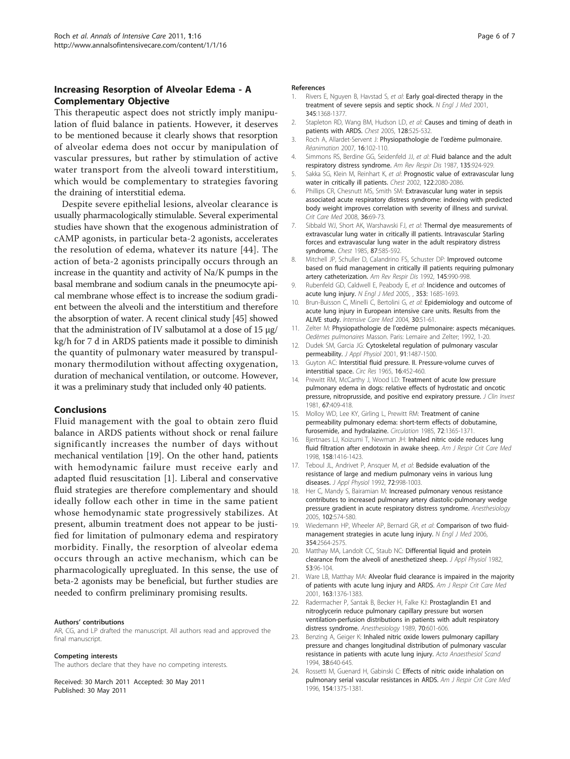## Increasing Resorption of Alveolar Edema - A Complementary Objective

This therapeutic aspect does not strictly imply manipulation of fluid balance in patients. However, it deserves to be mentioned because it clearly shows that resorption of alveolar edema does not occur by manipulation of vascular pressures, but rather by stimulation of active water transport from the alveoli toward interstitium, which would be complementary to strategies favoring the draining of interstitial edema.

Despite severe epithelial lesions, alveolar clearance is usually pharmacologically stimulable. Several experimental studies have shown that the exogenous administration of cAMP agonists, in particular beta-2 agonists, accelerates the resolution of edema, whatever its nature [44]. The action of beta-2 agonists principally occurs through an increase in the quantity and activity of Na/K pumps in the basal membrane and sodium canals in the pneumocyte apical membrane whose effect is to increase the sodium gradient between the alveoli and the interstitium and therefore the absorption of water. A recent clinical study [45] showed that the administration of IV salbutamol at a dose of 15 μg/kg/h for 7 d in ARDS patients made it possible to diminish the quantity of pulmonary water measured by transpulmonary thermodilution without affecting oxygenation, duration of mechanical ventilation, or outcome. However, it was a preliminary study that included only 40 patients.

## Conclusions

Fluid management with the goal to obtain zero fluid balance in ARDS patients without shock or renal failure significantly increases the number of days without mechanical ventilation [19]. On the other hand, patients with hemodynamic failure must receive early and adapted fluid resuscitation [1]. Liberal and conservative fluid strategies are therefore complementary and should ideally follow each other in time in the same patient whose hemodynamic state progressively stabilizes. At present, albumin treatment does not appear to be justified for limitation of pulmonary edema and respiratory morbidity. Finally, the resorption of alveolar edema occurs through an active mechanism, which can be pharmacologically upregulated. In this sense, the use of beta-2 agonists may be beneficial, but further studies are needed to confirm preliminary promising results.

#### Authors' contributions

AR, CG, and LP drafted the manuscript. All authors read and approved the final manuscript.

#### Competing interests

The authors declare that they have no competing interests.

Received: 30 March 2011 Accepted: 30 May 2011
Published: 30 May 2011

#### References

1. Rivers E, Nguyen B, Havstad S, *et al*: Early goal-directed therapy in the treatment of severe sepsis and septic shock. *N Engl J Med* 2001, **345**:1368-1377.
2. Stapleton RD, Wang BM, Hudson LD, *et al*: Causes and timing of death in patients with ARDS. *Chest* 2005, **128**:525-532.
3. Roch A, Allardet-Servent J: Physiopathologie de l'œdème pulmonaire. *Réanimation* 2007, **16**:102-110.
4. Simmons RS, Berdine GG, Seidenfeld JJ, *et al*: Fluid balance and the adult respiratory distress syndrome. *Am Rev Respir Dis* 1987, **135**:924-929.
5. Sakka SG, Klein M, Reinhart K, *et al*: Prognostic value of extravascular lung water in critically ill patients. *Chest* 2002, **122**:2080-2086.
6. Phillips CR, Chesnutt MS, Smith SM: Extravascular lung water in sepsis associated acute respiratory distress syndrome: indexing with predicted body weight improves correlation with severity of illness and survival. *Crit Care Med* 2008, **36**:69-73.
7. Sibbald WJ, Short AK, Warshawski FJ, *et al*: Thermal dye measurements of extravascular lung water in critically ill patients. Intravascular Starling forces and extravascular lung water in the adult respiratory distress syndrome. *Chest* 1985, **87**:585-592.
8. Mitchell JP, Schuller D, Calandrino FS, Schuster DP: Improved outcome based on fluid management in critically ill patients requiring pulmonary artery catheterization. *Am Rev Respir Dis* 1992, **145**:990-998.
9. Rubenfeld GD, Caldwell E, Peabody E, *et al*: Incidence and outcomes of acute lung injury. *N Engl J Med* 2005, , **353**: 1685-1693.
10. Brun-Buisson C, Minelli C, Bertolini G, *et al*: Epidemiology and outcome of acute lung injury in European intensive care units. Results from the ALIVE study. *Intensive Care Med* 2004, **30**:51-61.
11. Zelter M: Physiopathologie de l'œdème pulmonaire: aspects mécaniques. *Oedèmes pulmonaires* Masson. Paris: Lemaire and Zelter; 1992, 1-20.
12. Dudek SM, Garcia JG: Cytoskeletal regulation of pulmonary vascular permeability. *J Appl Physiol* 2001, **91**:1487-1500.
13. Guyton AC: Interstitial fluid pressure. II. Pressure-volume curves of interstitial space. *Circ Res* 1965, **16**:452-460.
14. Prewitt RM, McCarthy J, Wood LD: Treatment of acute low pressure pulmonary edema in dogs: relative effects of hydrostatic and oncotic pressure, nitroprusside, and positive end expiratory pressure. *J Clin Invest* 1981, **67**:409-418.
15. Molloy WD, Lee KY, Girling L, Prewitt RM: Treatment of canine permeability pulmonary edema: short-term effects of dobutamine, furosemide, and hydralazine. *Circulation* 1985, **72**:1365-1371.
16. Bjertnaes LJ, Koizumi T, Newman JH: Inhaled nitric oxide reduces lung fluid filtration after endotoxin in awake sheep. *Am J Respir Crit Care Med* 1998, **158**:1416-1423.
17. Teboul JL, Andrivet P, Ansquer M, *et al*: Bedside evaluation of the resistance of large and medium pulmonary veins in various lung diseases. *J Appl Physiol* 1992, **72**:998-1003.
18. Her C, Mandy S, Bairamian M: Increased pulmonary venous resistance contributes to increased pulmonary artery diastolic-pulmonary wedge pressure gradient in acute respiratory distress syndrome. *Anesthesiology* 2005, **102**:574-580.
19. Wiedemann HP, Wheeler AP, Bernard GR, *et al*: Comparison of two fluid-management strategies in acute lung injury. *N Engl J Med* 2006, **354**:2564-2575.
20. Matthay MA, Landolt CC, Staub NC: Differential liquid and protein clearance from the alveoli of anesthetized sheep. *J Appl Physiol* 1982, **53**:96-104.
21. Ware LB, Matthay MA: Alveolar fluid clearance is impaired in the majority of patients with acute lung injury and ARDS. *Am J Respir Crit Care Med* 2001, **163**:1376-1383.
22. Radermacher P, Santak B, Becker H, Falke KJ: Prostaglandin E1 and nitroglycerin reduce pulmonary capillary pressure but worsen ventilation-perfusion distributions in patients with adult respiratory distress syndrome. *Anesthesiology* 1989, **70**:601-606.
23. Benzing A, Geiger K: Inhaled nitric oxide lowers pulmonary capillary pressure and changes longitudinal distribution of pulmonary vascular resistance in patients with acute lung injury. *Acta Anaesthesiol Scand* 1994, **38**:640-645.
24. Rossetti M, Guenard H, Gabinski C: Effects of nitric oxide inhalation on pulmonary serial vascular resistances in ARDS. *Am J Respir Crit Care Med* 1996, **154**:1375-1381.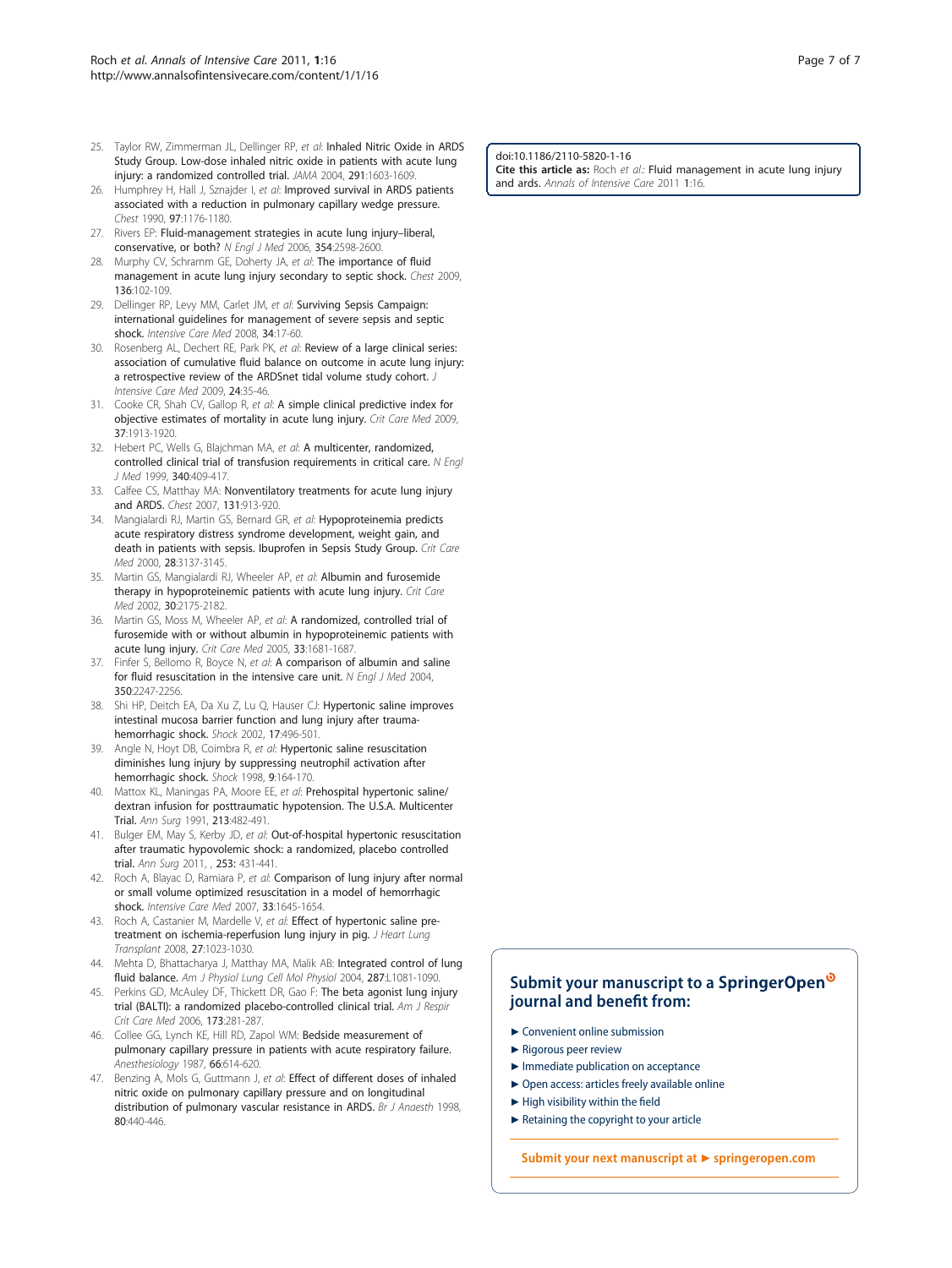25. Taylor RW, Zimmerman JL, Dellinger RP, *et al*: **Inhaled Nitric Oxide in ARDS Study Group. Low-dose inhaled nitric oxide in patients with acute lung injury: a randomized controlled trial.** *JAMA* 2004, **291**:1603-1609.
26. Humphrey H, Hall J, Sznajder I, *et al*: **Improved survival in ARDS patients associated with a reduction in pulmonary capillary wedge pressure.** *Chest* 1990, **97**:1176-1180.
27. Rivers EP: **Fluid-management strategies in acute lung injury–liberal, conservative, or both?** *N Engl J Med* 2006, **354**:2598-2600.
28. Murphy CV, Schramm GE, Doherty JA, *et al*: **The importance of fluid management in acute lung injury secondary to septic shock.** *Chest* 2009, **136**:102-109.
29. Dellinger RP, Levy MM, Carlet JM, *et al*: **Surviving Sepsis Campaign: international guidelines for management of severe sepsis and septic shock.** *Intensive Care Med* 2008, **34**:17-60.
30. Rosenberg AL, Dechert RE, Park PK, *et al*: **Review of a large clinical series: association of cumulative fluid balance on outcome in acute lung injury: a retrospective review of the ARDSnet tidal volume study cohort.** *J Intensive Care Med* 2009, **24**:35-46.
31. Cooke CR, Shah CV, Gallop R, *et al*: **A simple clinical predictive index for objective estimates of mortality in acute lung injury.** *Crit Care Med* 2009, **37**:1913-1920.
32. Hebert PC, Wells G, Blajchman MA, *et al*: **A multicenter, randomized, controlled clinical trial of transfusion requirements in critical care.** *N Engl J Med* 1999, **340**:409-417.
33. Calfee CS, Matthay MA: **Nonventilatory treatments for acute lung injury and ARDS.** *Chest* 2007, **131**:913-920.
34. Mangialardi RJ, Martin GS, Bernard GR, *et al*: **Hypoproteinemia predicts acute respiratory distress syndrome development, weight gain, and death in patients with sepsis. Ibuprofen in Sepsis Study Group.** *Crit Care Med* 2000, **28**:3137-3145.
35. Martin GS, Mangialardi RJ, Wheeler AP, *et al*: **Albumin and furosemide therapy in hypoproteinemic patients with acute lung injury.** *Crit Care Med* 2002, **30**:2175-2182.
36. Martin GS, Moss M, Wheeler AP, *et al*: **A randomized, controlled trial of furosemide with or without albumin in hypoproteinemic patients with acute lung injury.** *Crit Care Med* 2005, **33**:1681-1687.
37. Finfer S, Bellomo R, Boyce N, *et al*: **A comparison of albumin and saline for fluid resuscitation in the intensive care unit.** *N Engl J Med* 2004, **350**:2247-2256.
38. Shi HP, Deitch EA, Da Xu Z, Lu Q, Hauser CJ: **Hypertonic saline improves intestinal mucosa barrier function and lung injury after trauma-hemorrhagic shock.** *Shock* 2002, **17**:496-501.
39. Angle N, Hoyt DB, Coimbra R, *et al*: **Hypertonic saline resuscitation diminishes lung injury by suppressing neutrophil activation after hemorrhagic shock.** *Shock* 1998, **9**:164-170.
40. Mattox KL, Maningas PA, Moore EE, *et al*: **Prehospital hypertonic saline/dextran infusion for posttraumatic hypotension. The U.S.A. Multicenter Trial.** *Ann Surg* 1991, **213**:482-491.
41. Bulger EM, May S, Kerby JD, *et al*: **Out-of-hospital hypertonic resuscitation after traumatic hypovolemic shock: a randomized, placebo controlled trial.** *Ann Surg* 2011, , **253**: 431-441.
42. Roch A, Blayac D, Ramiara P, *et al*: **Comparison of lung injury after normal or small volume optimized resuscitation in a model of hemorrhagic shock.** *Intensive Care Med* 2007, **33**:1645-1654.
43. Roch A, Castanier M, Mardelle V, *et al*: **Effect of hypertonic saline pre-treatment on ischemia-reperfusion lung injury in pig.** *J Heart Lung Transplant* 2008, **27**:1023-1030.
44. Mehta D, Bhattacharya J, Matthay MA, Malik AB: **Integrated control of lung fluid balance.** *Am J Physiol Lung Cell Mol Physiol* 2004, **287**:L1081-1090.
45. Perkins GD, McAuley DF, Thickett DR, Gao F: **The beta agonist lung injury trial (BALTI): a randomized placebo-controlled clinical trial.** *Am J Respir Crit Care Med* 2006, **173**:281-287.
46. Collee GG, Lynch KE, Hill RD, Zapol WM: **Bedside measurement of pulmonary capillary pressure in patients with acute respiratory failure.** *Anesthesiology* 1987, **66**:614-620.
47. Benzing A, Mols G, Guttmann J, *et al*: **Effect of different doses of inhaled nitric oxide on pulmonary capillary pressure and on longitudinal distribution of pulmonary vascular resistance in ARDS.** *Br J Anaesth* 1998, **80**:440-446.

doi:10.1186/2110-5820-1-16
**Cite this article as:** Roch *et al.*: Fluid management in acute lung injury and ards. *Annals of Intensive Care* 2011 **1**:16.

## Submit your manuscript to a SpringerOpen journal and benefit from:

- ► Convenient online submission
- ► Rigorous peer review
- ► Immediate publication on acceptance
- ► Open access: articles freely available online
- ► High visibility within the field
- ► Retaining the copyright to your article

**Submit your next manuscript at ► springeropen.com**